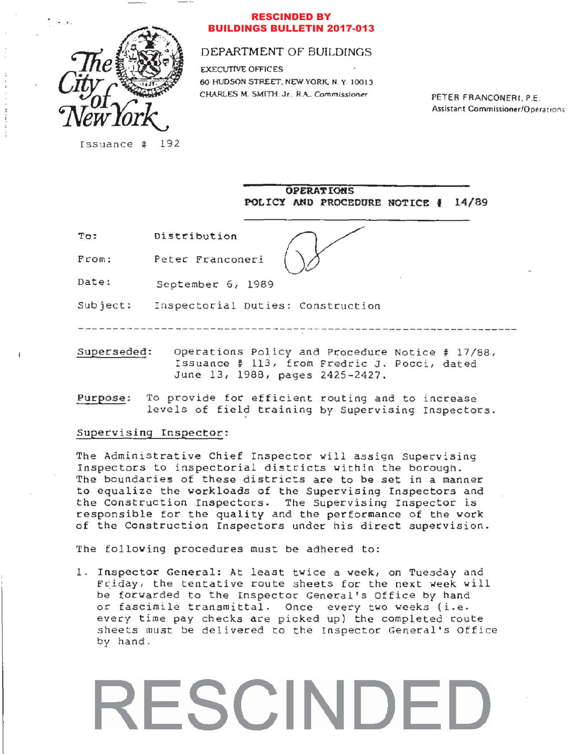**RESCINDED BY BUILDINGS BULLETIN 2017-013**

The City of New York

DEPARTMENT OF BUILDINGS

EXECUTIVE OFFICES
60 HUDSON STREET, NEW YORK, N.Y. 10013
CHARLES M. SMITH, Jr., R.A., Commissioner

PETER FRANCONERI, P.E.
Assistant Commissioner/Operations

Issuance # 192

**OPERATIONS**
**POLICY AND PROCEDURE NOTICE # 14/89**

To: Distribution

From: Peter Franconeri

Date: September 6, 1989

Subject: Inspectorial Duties: Construction

---

Superseded: Operations Policy and Procedure Notice # 17/88, Issuance # 113, from Fredric J. Pocci, dated June 13, 1988, pages 2425-2427.

Purpose: To provide for efficient routing and to increase levels of field training by Supervising Inspectors.

Supervising Inspector:

The Administrative Chief Inspector will assign Supervising Inspectors to inspectorial districts within the borough. The boundaries of these districts are to be set in a manner to equalize the workloads of the Supervising Inspectors and the Construction Inspectors. The Supervising Inspector is responsible for the quality and the performance of the work of the Construction Inspectors under his direct supervision.

The following procedures must be adhered to:

1. Inspector General: At least twice a week, on Tuesday and Friday, the tentative route sheets for the next week will be forwarded to the Inspector General's Office by hand or fascimile transmittal. Once every two weeks (i.e. every time pay checks are picked up) the completed route sheets must be delivered to the Inspector General's Office by hand.

RESCINDED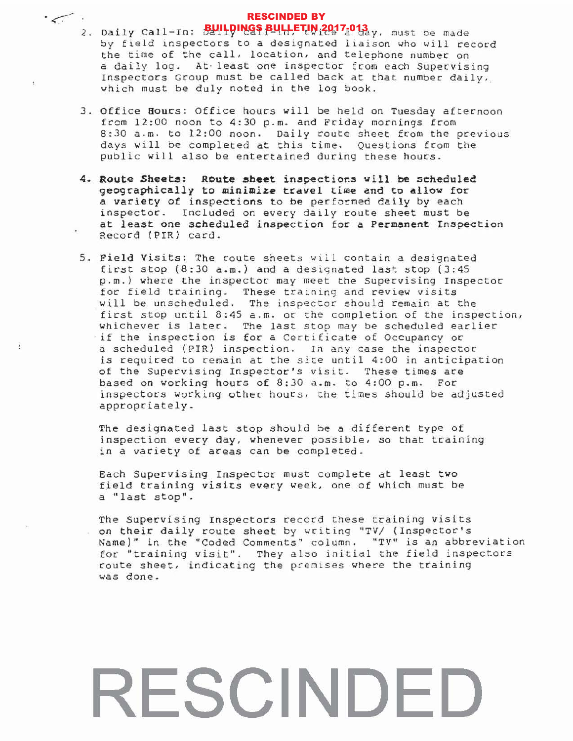**RESCINDED BY BUILDINGS BULLETIN 2017-013**

2. Daily Call-In: Daily call-in, twice a day, must be made by field inspectors to a designated liaison who will record the time of the call, location, and telephone number on a daily log. At least one inspector from each Supervising Inspectors Group must be called back at that number daily, which must be duly noted in the log book.

3. Office Hours: Office hours will be held on Tuesday afternoon from 12:00 noon to 4:30 p.m. and Friday mornings from 8:30 a.m. to 12:00 noon. Daily route sheet from the previous days will be completed at this time. Questions from the public will also be entertained during these hours.

4. **Route Sheets: Route sheet inspections will be scheduled geographically to minimize travel time and to allow for** a variety of inspections to be performed daily by each inspector. Included on every daily route sheet must be **at least one scheduled inspection for a Permanent Inspection** Record (PIR) card.

5. Field Visits: The route sheets will contain a designated first stop (8:30 a.m.) and a designated last stop (3:45 p.m.) where the inspector may meet the Supervising Inspector for field training. These training and review visits will be unscheduled. The inspector should remain at the first stop until 8:45 a.m. or the completion of the inspection, whichever is later. The last stop may be scheduled earlier if the inspection is for a Certificate of Occupancy or a scheduled (PIR) inspection. In any case the inspector is required to remain at the site until 4:00 in anticipation of the Supervising Inspector's visit. These times are based on working hours of 8:30 a.m. to 4:00 p.m. For inspectors working other hours, the times should be adjusted appropriately.

   The designated last stop should be a different type of inspection every day, whenever possible, so that training in a variety of areas can be completed.

   Each Supervising Inspector must complete at least two field training visits every week, one of which must be a "last stop".

   The Supervising Inspectors record these training visits on their daily route sheet by writing "TV/ (Inspector's Name)" in the "Coded Comments" column. "TV" is an abbreviation for "training visit". They also initial the field inspectors route sheet, indicating the premises where the training was done.

RESCINDED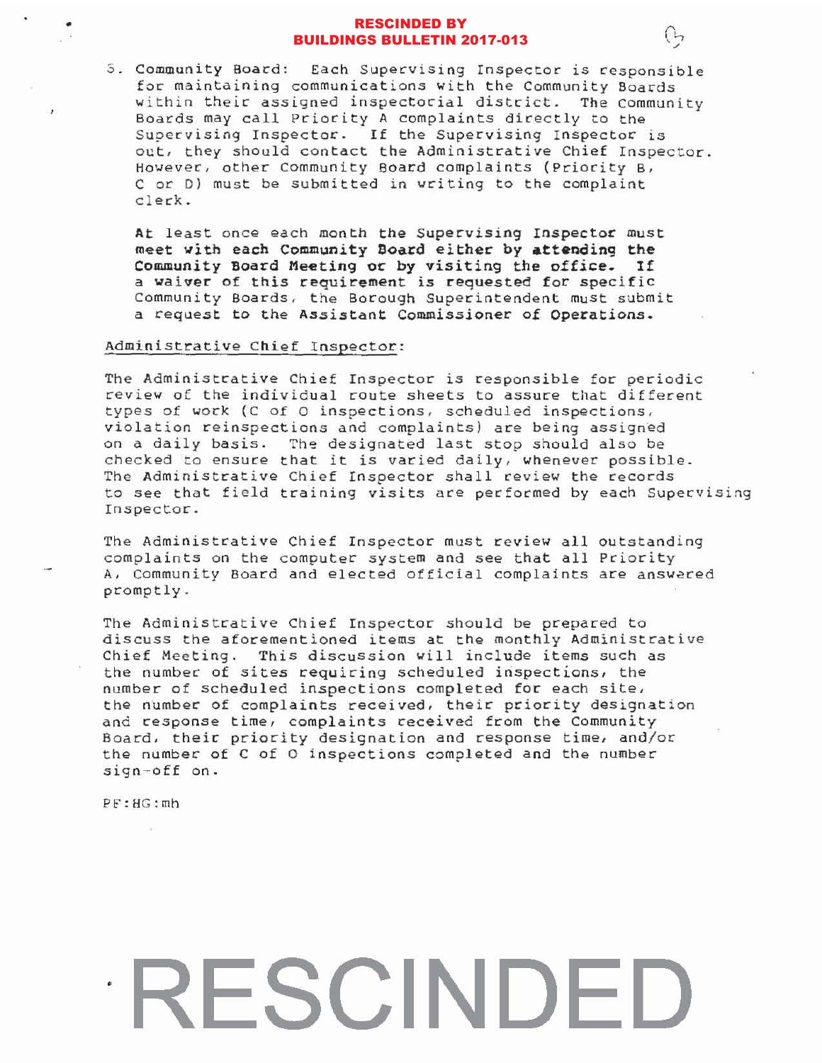**RESCINDED BY BUILDINGS BULLETIN 2017-013**

5. Community Board: Each Supervising Inspector is responsible for maintaining communications with the Community Boards within their assigned inspectorial district. The Community Boards may call Priority A complaints directly to the Supervising Inspector. If the Supervising Inspector is out, they should contact the Administrative Chief Inspector. However, other Community Board complaints (Priority B, C or D) must be submitted in writing to the complaint clerk.

   **At least once each month the Supervising Inspector must meet with each Community Board either by attending the Community Board Meeting or by visiting the office. If** a waiver of this requirement is requested for specific Community Boards, the Borough Superintendent must submit a request to the **Assistant Commissioner of Operations.**

Administrative Chief Inspector:

The Administrative Chief Inspector is responsible for periodic review of the individual route sheets to assure that different types of work (C of O inspections, scheduled inspections, violation reinspections and complaints) are being assigned on a daily basis. The designated last stop should also be checked to ensure that it is varied daily, whenever possible. The Administrative Chief Inspector shall review the records to see that field training visits are performed by each Supervising Inspector.

The Administrative Chief Inspector must review all outstanding complaints on the computer system and see that all Priority A, Community Board and elected official complaints are answered promptly.

The Administrative Chief Inspector should be prepared to discuss the aforementioned items at the monthly Administrative Chief Meeting. This discussion will include items such as the number of sites requiring scheduled inspections, the number of scheduled inspections completed for each site, the number of complaints received, their priority designation and response time, complaints received from the Community Board, their priority designation and response time, and/or the number of C of O inspections completed and the number sign-off on.

PF:HG:mh

RESCINDED